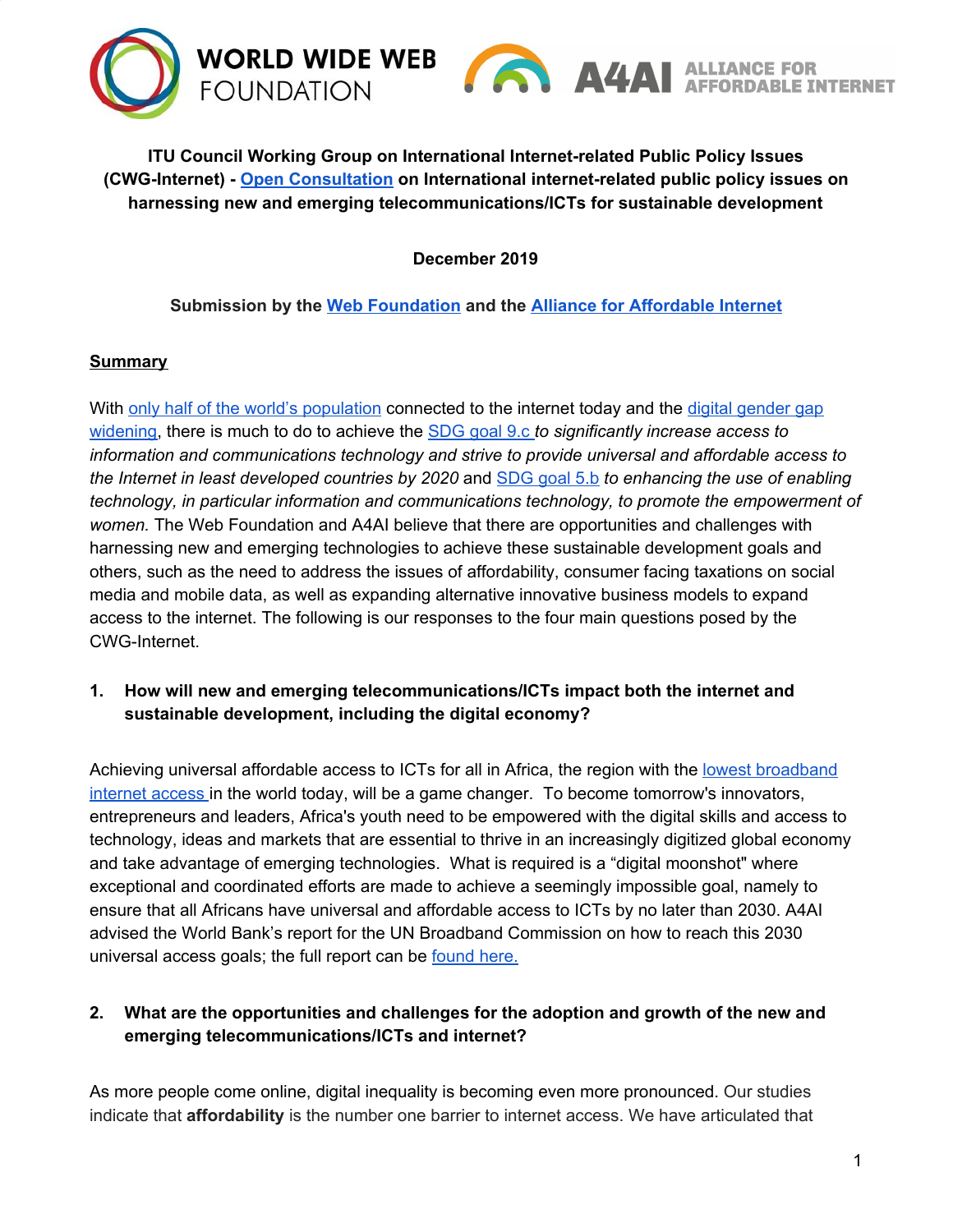**ITU Council Working Group on International Internet-related Public Policy Issues (CWG-Internet) - Open Consultation on International internet-related public policy issues on harnessing new and emerging telecommunications/ICTs for sustainable development**

**December 2019**

**Submission by the Web Foundation and the Alliance for Affordable Internet**

## Summary

With only half of the world's population connected to the internet today and the digital gender gap widening, there is much to do to achieve the SDG goal 9.c *to significantly increase access to information and communications technology and strive to provide universal and affordable access to the Internet in least developed countries by 2020* and SDG goal 5.b *to enhancing the use of enabling technology, in particular information and communications technology, to promote the empowerment of women.* The Web Foundation and A4AI believe that there are opportunities and challenges with harnessing new and emerging technologies to achieve these sustainable development goals and others, such as the need to address the issues of affordability, consumer facing taxations on social media and mobile data, as well as expanding alternative innovative business models to expand access to the internet. The following is our responses to the four main questions posed by the CWG-Internet.

1. **How will new and emerging telecommunications/ICTs impact both the internet and sustainable development, including the digital economy?**

Achieving universal affordable access to ICTs for all in Africa, the region with the lowest broadband internet access in the world today, will be a game changer. To become tomorrow's innovators, entrepreneurs and leaders, Africa's youth need to be empowered with the digital skills and access to technology, ideas and markets that are essential to thrive in an increasingly digitized global economy and take advantage of emerging technologies. What is required is a "digital moonshot" where exceptional and coordinated efforts are made to achieve a seemingly impossible goal, namely to ensure that all Africans have universal and affordable access to ICTs by no later than 2030. A4AI advised the World Bank's report for the UN Broadband Commission on how to reach this 2030 universal access goals; the full report can be found here.

2. **What are the opportunities and challenges for the adoption and growth of the new and emerging telecommunications/ICTs and internet?**

As more people come online, digital inequality is becoming even more pronounced. Our studies indicate that **affordability** is the number one barrier to internet access. We have articulated that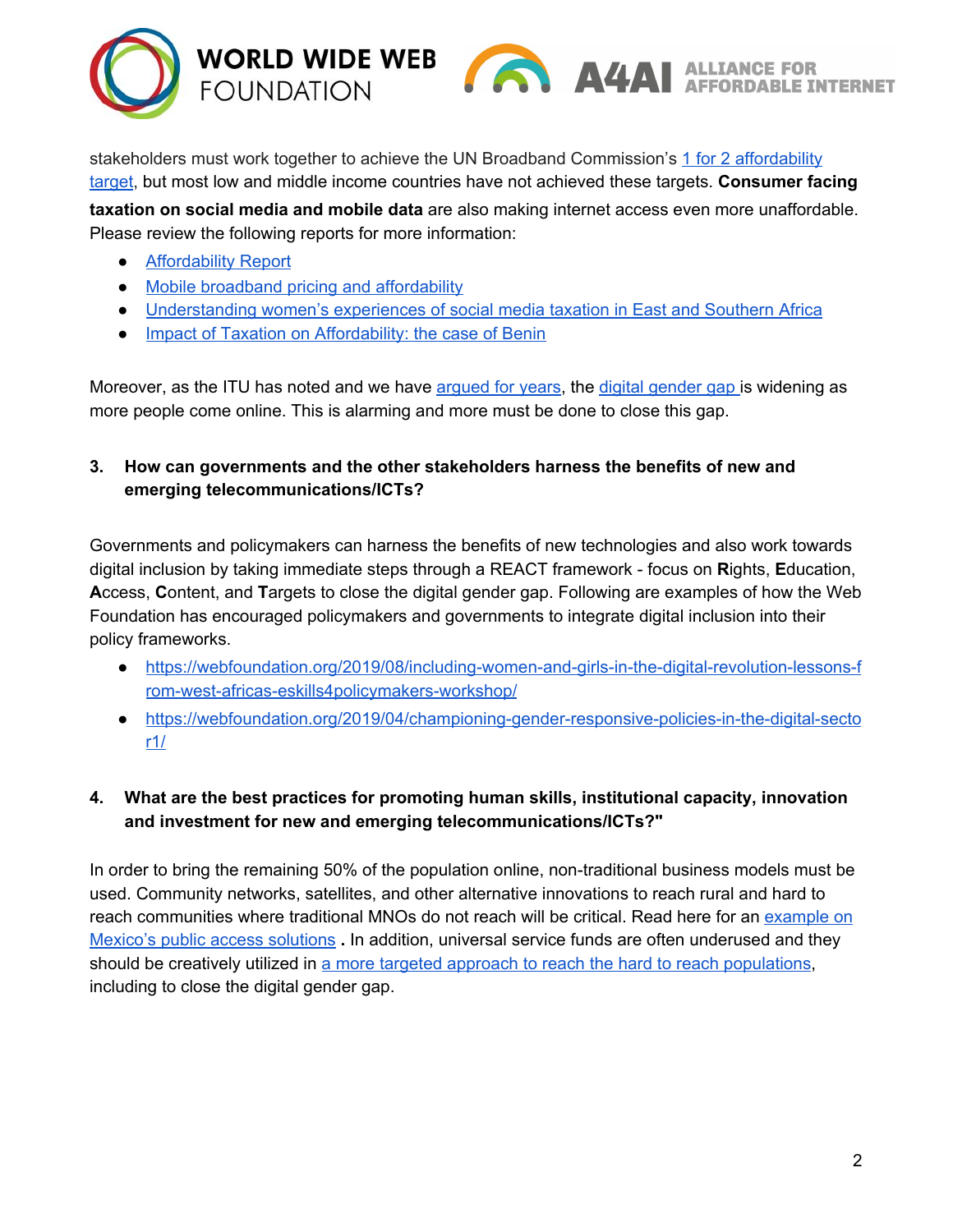stakeholders must work together to achieve the UN Broadband Commission's 1 for 2 affordability target, but most low and middle income countries have not achieved these targets. **Consumer facing taxation on social media and mobile data** are also making internet access even more unaffordable. Please review the following reports for more information:

- Affordability Report
- Mobile broadband pricing and affordability
- Understanding women's experiences of social media taxation in East and Southern Africa
- Impact of Taxation on Affordability: the case of Benin

Moreover, as the ITU has noted and we have argued for years, the digital gender gap is widening as more people come online. This is alarming and more must be done to close this gap.

### 3. How can governments and the other stakeholders harness the benefits of new and emerging telecommunications/ICTs?

Governments and policymakers can harness the benefits of new technologies and also work towards digital inclusion by taking immediate steps through a REACT framework - focus on **R**ights, **E**ducation, **A**ccess, **C**ontent, and **T**argets to close the digital gender gap. Following are examples of how the Web Foundation has encouraged policymakers and governments to integrate digital inclusion into their policy frameworks.

- https://webfoundation.org/2019/08/including-women-and-girls-in-the-digital-revolution-lessons-from-west-africas-eskills4policymakers-workshop/
- https://webfoundation.org/2019/04/championing-gender-responsive-policies-in-the-digital-sector1/

### 4. What are the best practices for promoting human skills, institutional capacity, innovation and investment for new and emerging telecommunications/ICTs?"

In order to bring the remaining 50% of the population online, non-traditional business models must be used. Community networks, satellites, and other alternative innovations to reach rural and hard to reach communities where traditional MNOs do not reach will be critical. Read here for an example on Mexico's public access solutions . In addition, universal service funds are often underused and they should be creatively utilized in a more targeted approach to reach the hard to reach populations, including to close the digital gender gap.